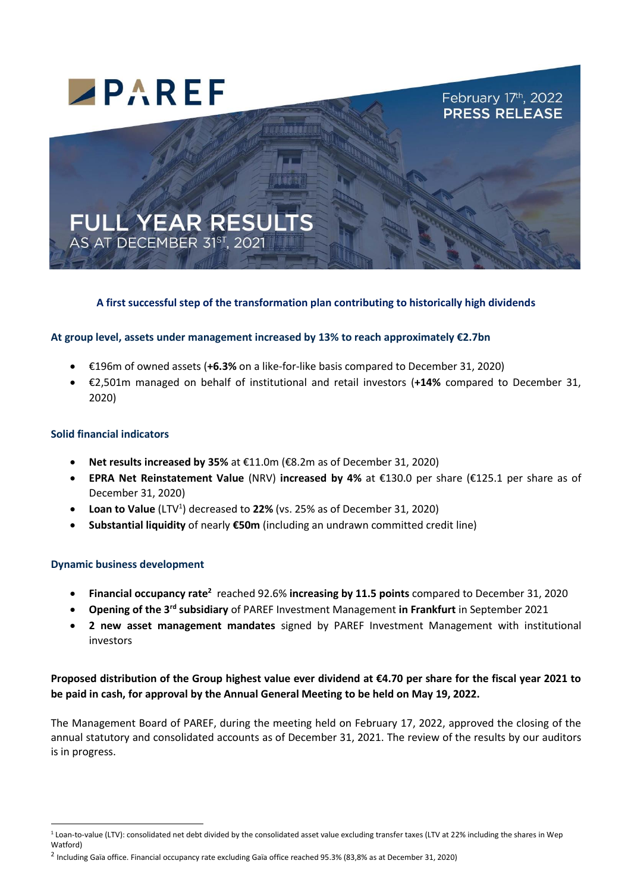PAREF

February 17th, 2022
PRESS RELEASE

# FULL YEAR RESULTS
AS AT DECEMBER 31ST, 2021

**A first successful step of the transformation plan contributing to historically high dividends**

### At group level, assets under management increased by 13% to reach approximately €2.7bn

- €196m of owned assets (**+6.3%** on a like-for-like basis compared to December 31, 2020)
- €2,501m managed on behalf of institutional and retail investors (**+14%** compared to December 31, 2020)

### Solid financial indicators

- **Net results increased by 35%** at €11.0m (€8.2m as of December 31, 2020)
- **EPRA Net Reinstatement Value** (NRV) **increased by 4%** at €130.0 per share (€125.1 per share as of December 31, 2020)
- **Loan to Value** (LTV[1]) decreased to **22%** (vs. 25% as of December 31, 2020)
- **Substantial liquidity** of nearly **€50m** (including an undrawn committed credit line)

### Dynamic business development

- **Financial occupancy rate[2]** reached 92.6% **increasing by 11.5 points** compared to December 31, 2020
- **Opening of the 3rd subsidiary** of PAREF Investment Management **in Frankfurt** in September 2021
- **2 new asset management mandates** signed by PAREF Investment Management with institutional investors

**Proposed distribution of the Group highest value ever dividend at €4.70 per share for the fiscal year 2021 to be paid in cash, for approval by the Annual General Meeting to be held on May 19, 2022.**

The Management Board of PAREF, during the meeting held on February 17, 2022, approved the closing of the annual statutory and consolidated accounts as of December 31, 2021. The review of the results by our auditors is in progress.

---

[1] Loan-to-value (LTV): consolidated net debt divided by the consolidated asset value excluding transfer taxes (LTV at 22% including the shares in Wep Watford)

[2] Including Gaïa office. Financial occupancy rate excluding Gaïa office reached 95.3% (83,8% as at December 31, 2020)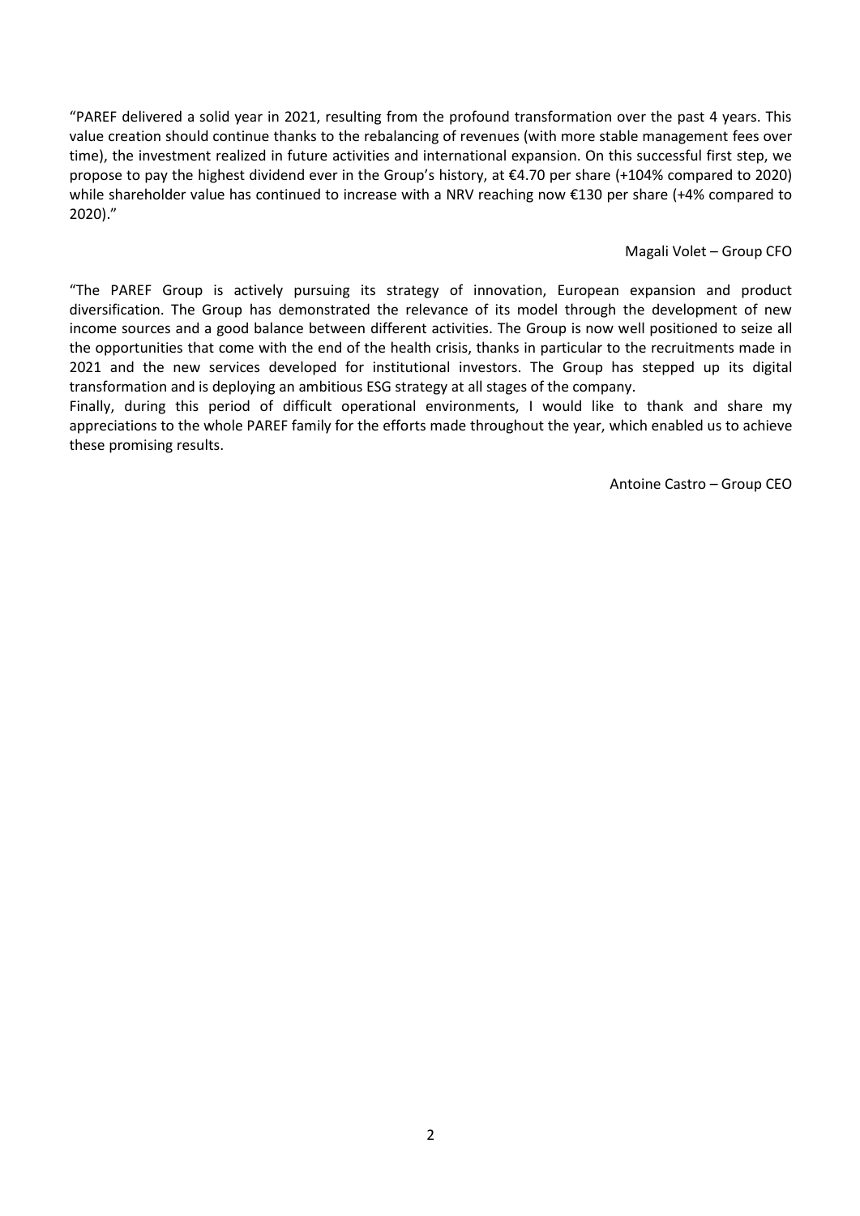"PAREF delivered a solid year in 2021, resulting from the profound transformation over the past 4 years. This value creation should continue thanks to the rebalancing of revenues (with more stable management fees over time), the investment realized in future activities and international expansion. On this successful first step, we propose to pay the highest dividend ever in the Group's history, at €4.70 per share (+104% compared to 2020) while shareholder value has continued to increase with a NRV reaching now €130 per share (+4% compared to 2020)."

Magali Volet – Group CFO

"The PAREF Group is actively pursuing its strategy of innovation, European expansion and product diversification. The Group has demonstrated the relevance of its model through the development of new income sources and a good balance between different activities. The Group is now well positioned to seize all the opportunities that come with the end of the health crisis, thanks in particular to the recruitments made in 2021 and the new services developed for institutional investors. The Group has stepped up its digital transformation and is deploying an ambitious ESG strategy at all stages of the company.

Finally, during this period of difficult operational environments, I would like to thank and share my appreciations to the whole PAREF family for the efforts made throughout the year, which enabled us to achieve these promising results.

Antoine Castro – Group CEO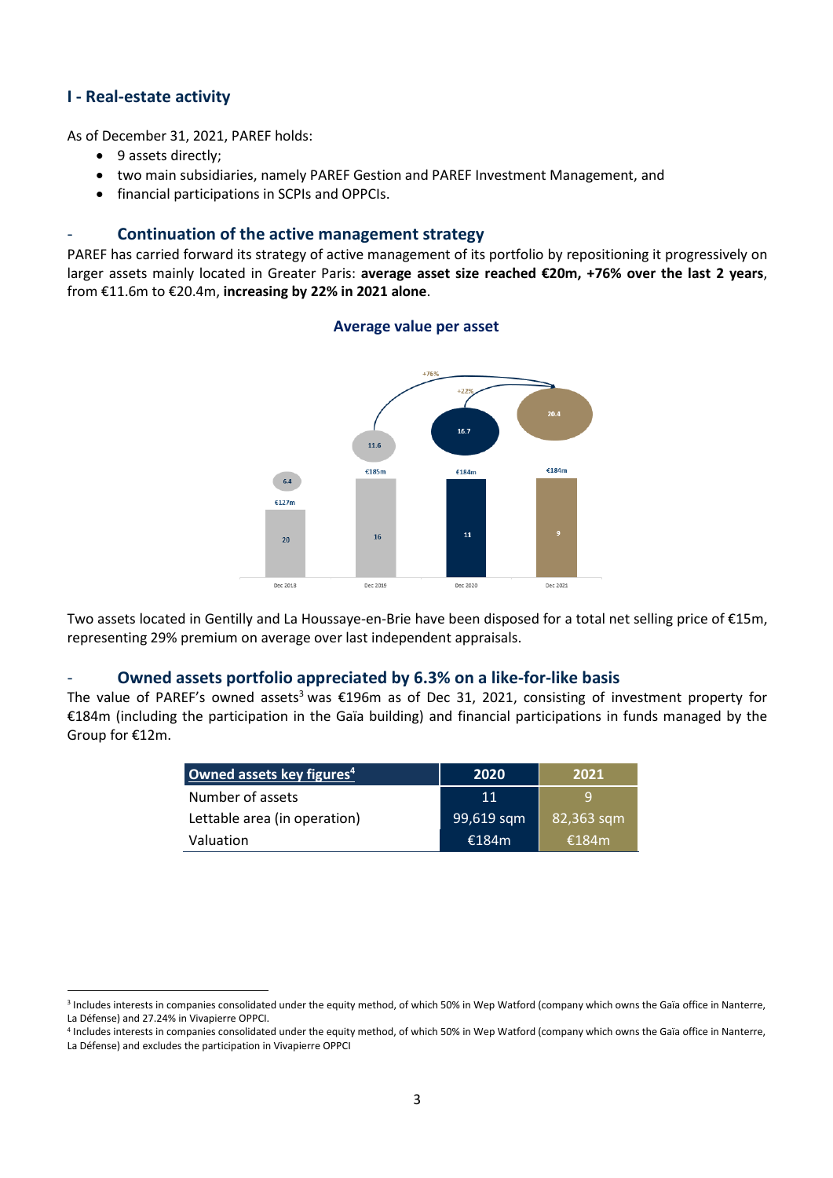## I - Real-estate activity

As of December 31, 2021, PAREF holds:

- 9 assets directly;
- two main subsidiaries, namely PAREF Gestion and PAREF Investment Management, and
- financial participations in SCPIs and OPPCIs.

### - Continuation of the active management strategy

PAREF has carried forward its strategy of active management of its portfolio by repositioning it progressively on larger assets mainly located in Greater Paris: **average asset size reached €20m, +76% over the last 2 years**, from €11.6m to €20.4m, **increasing by 22% in 2021 alone**.

**Average value per asset**

| | Dec 2018 | Dec 2019 | Dec 2020 | Dec 2021 |
|---|---|---|---|---|
| Average value per asset (€m) | 6.4 | 11.6 | 16.7 | 20.4 |
| Total value | €127m | €185m | €184m | €184m |
| Number of assets | 20 | 16 | 11 | 9 |

+76% (Dec 2019 – Dec 2021); +22% (Dec 2020 – Dec 2021)

Two assets located in Gentilly and La Houssaye-en-Brie have been disposed for a total net selling price of €15m, representing 29% premium on average over last independent appraisals.

### - Owned assets portfolio appreciated by 6.3% on a like-for-like basis

The value of PAREF's owned assets[3] was €196m as of Dec 31, 2021, consisting of investment property for €184m (including the participation in the Gaïa building) and financial participations in funds managed by the Group for €12m.

| Owned assets key figures[4] | 2020 | 2021 |
|---|---|---|
| Number of assets | 11 | 9 |
| Lettable area (in operation) | 99,619 sqm | 82,363 sqm |
| Valuation | €184m | €184m |

[3] Includes interests in companies consolidated under the equity method, of which 50% in Wep Watford (company which owns the Gaïa office in Nanterre, La Défense) and 27.24% in Vivapierre OPPCI.

[4] Includes interests in companies consolidated under the equity method, of which 50% in Wep Watford (company which owns the Gaïa office in Nanterre, La Défense) and excludes the participation in Vivapierre OPPCI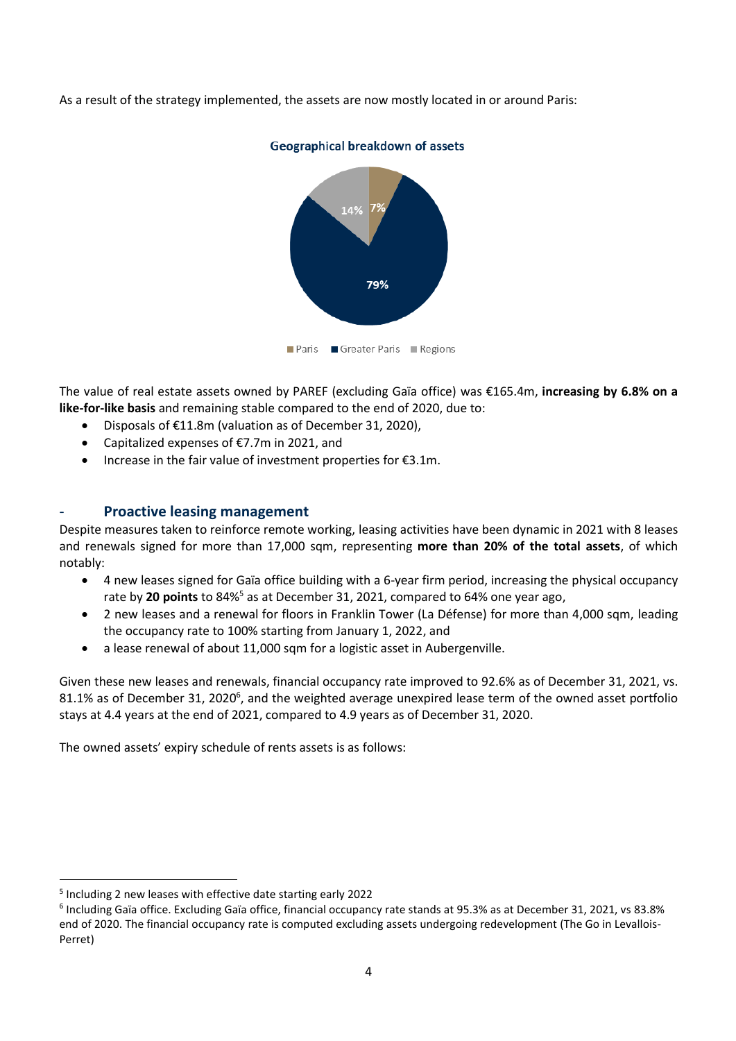As a result of the strategy implemented, the assets are now mostly located in or around Paris:

**Geographical breakdown of assets**

- Paris: 7%
- Greater Paris: 79%
- Regions: 14%

The value of real estate assets owned by PAREF (excluding Gaïa office) was €165.4m, **increasing by 6.8% on a like-for-like basis** and remaining stable compared to the end of 2020, due to:

- Disposals of €11.8m (valuation as of December 31, 2020),
- Capitalized expenses of €7.7m in 2021, and
- Increase in the fair value of investment properties for €3.1m.

## - Proactive leasing management

Despite measures taken to reinforce remote working, leasing activities have been dynamic in 2021 with 8 leases and renewals signed for more than 17,000 sqm, representing **more than 20% of the total assets**, of which notably:

- 4 new leases signed for Gaïa office building with a 6-year firm period, increasing the physical occupancy rate by **20 points** to 84%[5] as at December 31, 2021, compared to 64% one year ago,
- 2 new leases and a renewal for floors in Franklin Tower (La Défense) for more than 4,000 sqm, leading the occupancy rate to 100% starting from January 1, 2022, and
- a lease renewal of about 11,000 sqm for a logistic asset in Aubergenville.

Given these new leases and renewals, financial occupancy rate improved to 92.6% as of December 31, 2021, vs. 81.1% as of December 31, 2020[6], and the weighted average unexpired lease term of the owned asset portfolio stays at 4.4 years at the end of 2021, compared to 4.9 years as of December 31, 2020.

The owned assets' expiry schedule of rents assets is as follows:

[5] Including 2 new leases with effective date starting early 2022

[6] Including Gaïa office. Excluding Gaïa office, financial occupancy rate stands at 95.3% as at December 31, 2021, vs 83.8% end of 2020. The financial occupancy rate is computed excluding assets undergoing redevelopment (The Go in Levallois-Perret)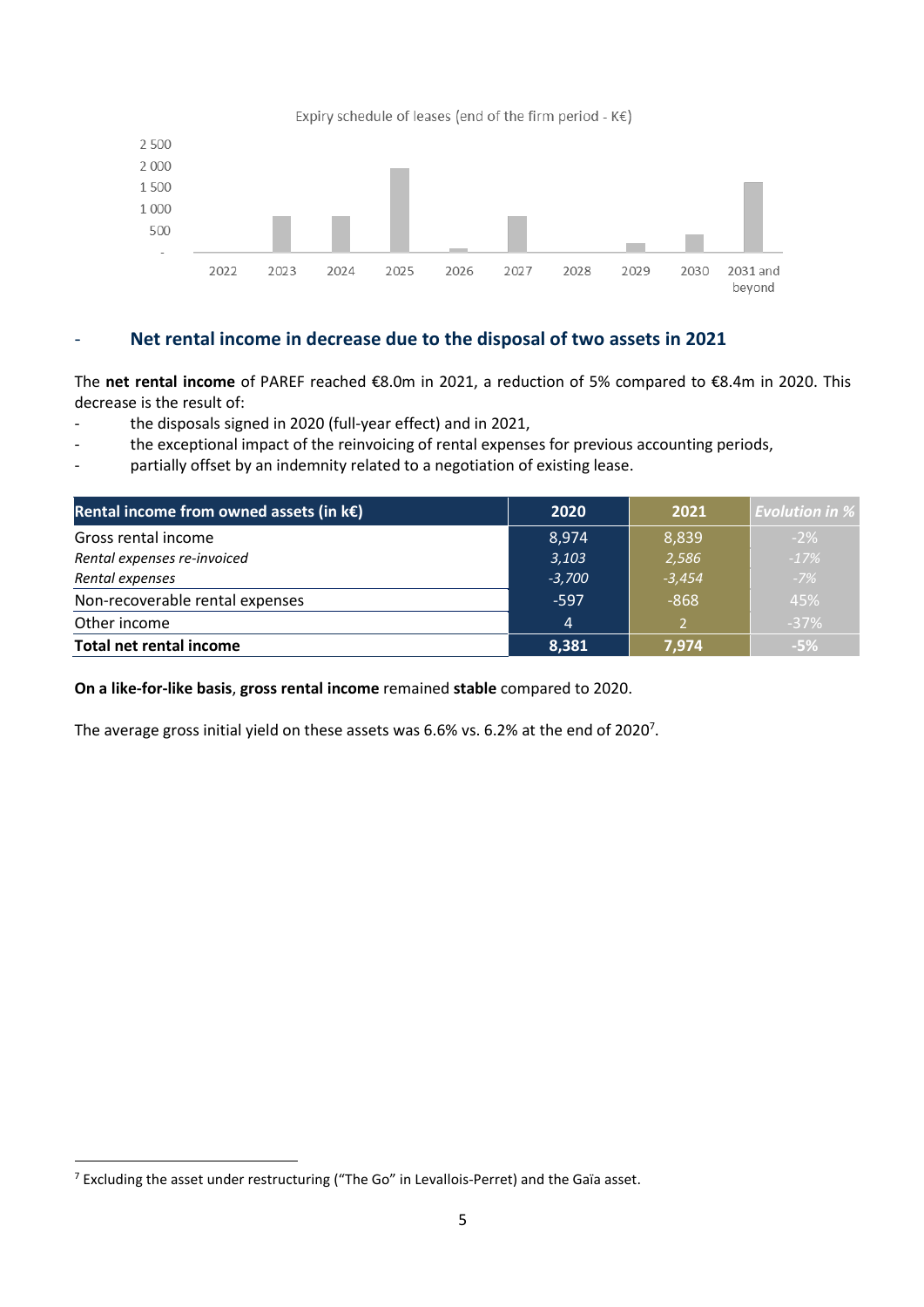Expiry schedule of leases (end of the firm period - K€)

## Net rental income in decrease due to the disposal of two assets in 2021

The **net rental income** of PAREF reached €8.0m in 2021, a reduction of 5% compared to €8.4m in 2020. This decrease is the result of:

- the disposals signed in 2020 (full-year effect) and in 2021,
- the exceptional impact of the reinvoicing of rental expenses for previous accounting periods,
- partially offset by an indemnity related to a negotiation of existing lease.

| Rental income from owned assets (in k€) | 2020 | 2021 | *Evolution in %* |
|---|---|---|---|
| Gross rental income | 8,974 | 8,839 | -2% |
| *Rental expenses re-invoiced* | *3,103* | *2,586* | *-17%* |
| *Rental expenses* | *-3,700* | *-3,454* | *-7%* |
| Non-recoverable rental expenses | -597 | -868 | 45% |
| Other income | 4 | 2 | -37% |
| **Total net rental income** | **8,381** | **7,974** | **-5%** |

**On a like-for-like basis**, **gross rental income** remained **stable** compared to 2020.

The average gross initial yield on these assets was 6.6% vs. 6.2% at the end of 2020[7].

[7] Excluding the asset under restructuring ("The Go" in Levallois-Perret) and the Gaïa asset.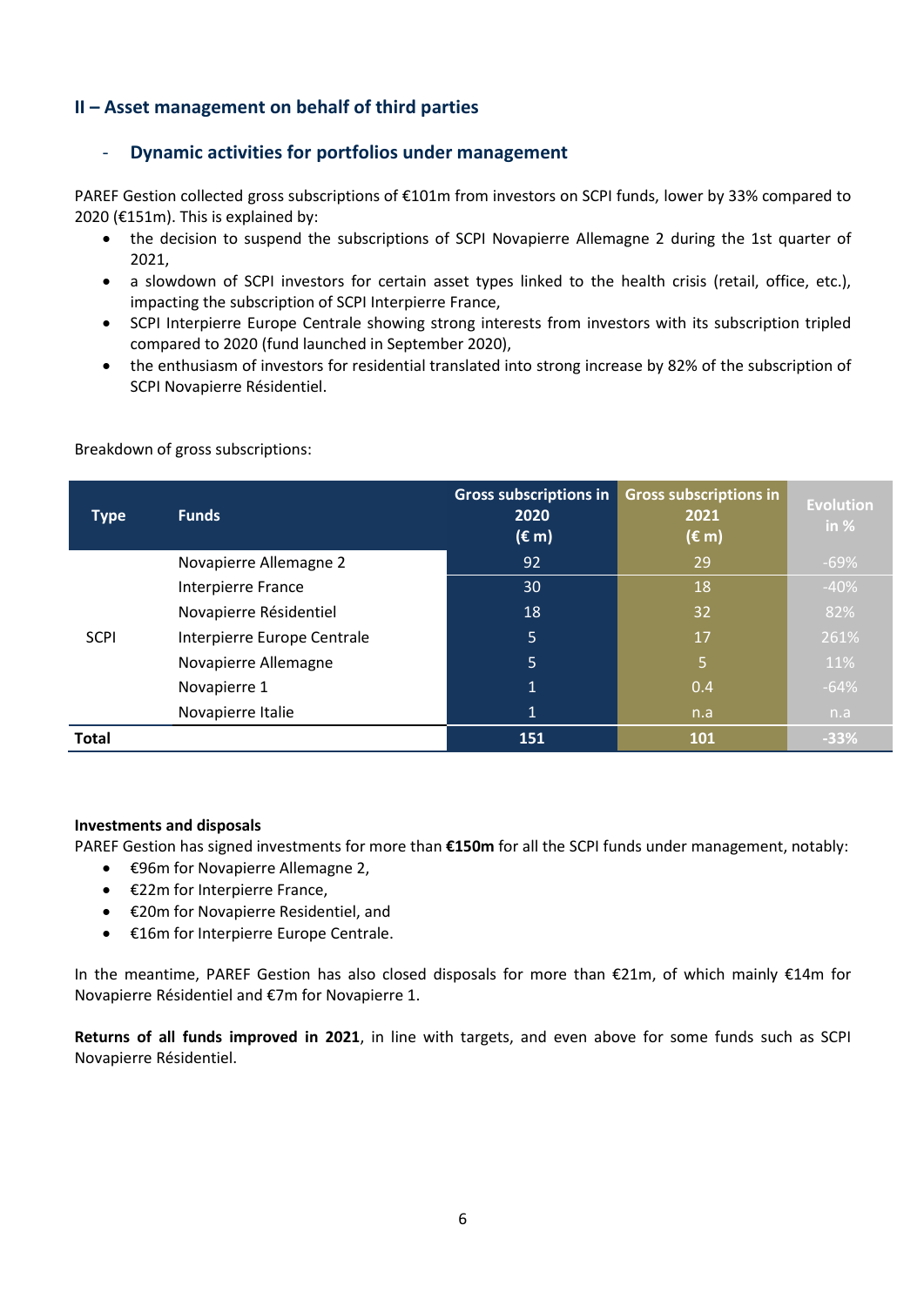## II – Asset management on behalf of third parties

### - Dynamic activities for portfolios under management

PAREF Gestion collected gross subscriptions of €101m from investors on SCPI funds, lower by 33% compared to 2020 (€151m). This is explained by:

- the decision to suspend the subscriptions of SCPI Novapierre Allemagne 2 during the 1st quarter of 2021,
- a slowdown of SCPI investors for certain asset types linked to the health crisis (retail, office, etc.), impacting the subscription of SCPI Interpierre France,
- SCPI Interpierre Europe Centrale showing strong interests from investors with its subscription tripled compared to 2020 (fund launched in September 2020),
- the enthusiasm of investors for residential translated into strong increase by 82% of the subscription of SCPI Novapierre Résidentiel.

Breakdown of gross subscriptions:

| Type | Funds | Gross subscriptions in 2020 (€ m) | Gross subscriptions in 2021 (€ m) | Evolution in % |
|---|---|---|---|---|
| SCPI | Novapierre Allemagne 2 | 92 | 29 | -69% |
| | Interpierre France | 30 | 18 | -40% |
| | Novapierre Résidentiel | 18 | 32 | 82% |
| | Interpierre Europe Centrale | 5 | 17 | 261% |
| | Novapierre Allemagne | 5 | 5 | 11% |
| | Novapierre 1 | 1 | 0.4 | -64% |
| | Novapierre Italie | 1 | n.a | n.a |
| **Total** | | **151** | **101** | **-33%** |

**Investments and disposals**

PAREF Gestion has signed investments for more than **€150m** for all the SCPI funds under management, notably:

- €96m for Novapierre Allemagne 2,
- €22m for Interpierre France,
- €20m for Novapierre Residentiel, and
- €16m for Interpierre Europe Centrale.

In the meantime, PAREF Gestion has also closed disposals for more than €21m, of which mainly €14m for Novapierre Résidentiel and €7m for Novapierre 1.

**Returns of all funds improved in 2021**, in line with targets, and even above for some funds such as SCPI Novapierre Résidentiel.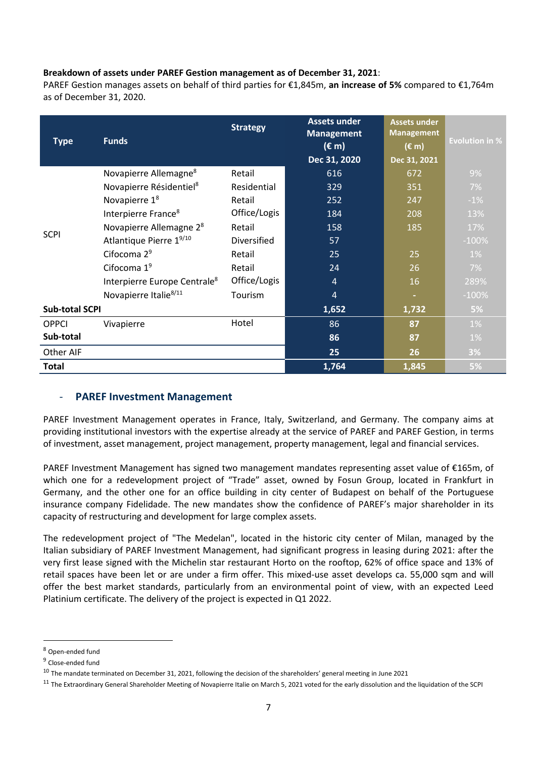**Breakdown of assets under PAREF Gestion management as of December 31, 2021**:
PAREF Gestion manages assets on behalf of third parties for €1,845m, **an increase of 5%** compared to €1,764m as of December 31, 2020.

| Type | Funds | Strategy | Assets under Management (€ m) Dec 31, 2020 | Assets under Management (€ m) Dec 31, 2021 | Evolution in % |
|---|---|---|---|---|---|
| SCPI | Novapierre Allemagne[8] | Retail | 616 | 672 | 9% |
| | Novapierre Résidentiel[8] | Residential | 329 | 351 | 7% |
| | Novapierre 1[8] | Retail | 252 | 247 | -1% |
| | Interpierre France[8] | Office/Logis | 184 | 208 | 13% |
| | Novapierre Allemagne 2[8] | Retail | 158 | 185 | 17% |
| | Atlantique Pierre 1[9/10] | Diversified | 57 | | -100% |
| | Cifocoma 2[9] | Retail | 25 | 25 | 1% |
| | Cifocoma 1[9] | Retail | 24 | 26 | 7% |
| | Interpierre Europe Centrale[8] | Office/Logis | 4 | 16 | 289% |
| | Novapierre Italie[8/11] | Tourism | 4 | - | -100% |
| **Sub-total SCPI** | | | **1,652** | **1,732** | **5%** |
| OPPCI | Vivapierre | Hotel | 86 | 87 | 1% |
| **Sub-total** | | | **86** | **87** | **1%** |
| Other AIF | | | **25** | **26** | **3%** |
| **Total** | | | **1,764** | **1,845** | **5%** |

- **PAREF Investment Management**

PAREF Investment Management operates in France, Italy, Switzerland, and Germany. The company aims at providing institutional investors with the expertise already at the service of PAREF and PAREF Gestion, in terms of investment, asset management, project management, property management, legal and financial services.

PAREF Investment Management has signed two management mandates representing asset value of €165m, of which one for a redevelopment project of "Trade" asset, owned by Fosun Group, located in Frankfurt in Germany, and the other one for an office building in city center of Budapest on behalf of the Portuguese insurance company Fidelidade. The new mandates show the confidence of PAREF's major shareholder in its capacity of restructuring and development for large complex assets.

The redevelopment project of "The Medelan", located in the historic city center of Milan, managed by the Italian subsidiary of PAREF Investment Management, had significant progress in leasing during 2021: after the very first lease signed with the Michelin star restaurant Horto on the rooftop, 62% of office space and 13% of retail spaces have been let or are under a firm offer. This mixed-use asset develops ca. 55,000 sqm and will offer the best market standards, particularly from an environmental point of view, with an expected Leed Platinium certificate. The delivery of the project is expected in Q1 2022.

---

[8] Open-ended fund

[9] Close-ended fund

[10] The mandate terminated on December 31, 2021, following the decision of the shareholders' general meeting in June 2021

[11] The Extraordinary General Shareholder Meeting of Novapierre Italie on March 5, 2021 voted for the early dissolution and the liquidation of the SCPI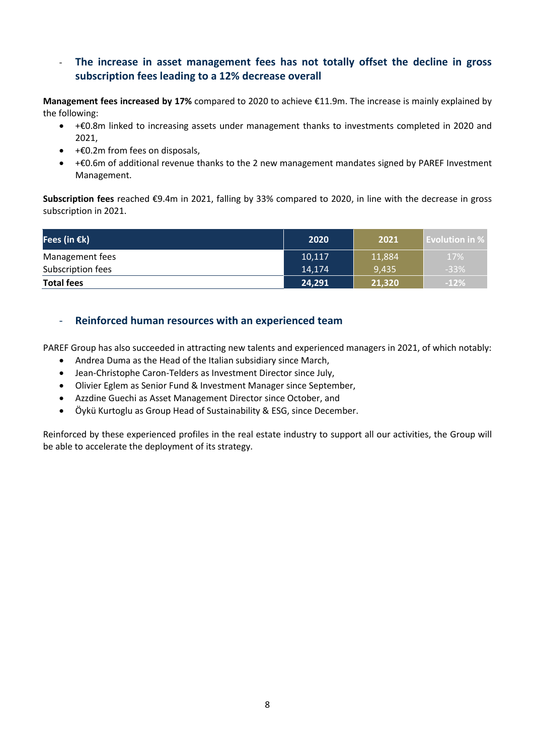## - The increase in asset management fees has not totally offset the decline in gross subscription fees leading to a 12% decrease overall

**Management fees increased by 17%** compared to 2020 to achieve €11.9m. The increase is mainly explained by the following:

- +€0.8m linked to increasing assets under management thanks to investments completed in 2020 and 2021,
- +€0.2m from fees on disposals,
- +€0.6m of additional revenue thanks to the 2 new management mandates signed by PAREF Investment Management.

**Subscription fees** reached €9.4m in 2021, falling by 33% compared to 2020, in line with the decrease in gross subscription in 2021.

| Fees (in €k) | 2020 | 2021 | Evolution in % |
|---|---|---|---|
| Management fees | 10,117 | 11,884 | 17% |
| Subscription fees | 14,174 | 9,435 | -33% |
| **Total fees** | **24,291** | **21,320** | **-12%** |

## - Reinforced human resources with an experienced team

PAREF Group has also succeeded in attracting new talents and experienced managers in 2021, of which notably:

- Andrea Duma as the Head of the Italian subsidiary since March,
- Jean-Christophe Caron-Telders as Investment Director since July,
- Olivier Eglem as Senior Fund & Investment Manager since September,
- Azzdine Guechi as Asset Management Director since October, and
- Öykü Kurtoglu as Group Head of Sustainability & ESG, since December.

Reinforced by these experienced profiles in the real estate industry to support all our activities, the Group will be able to accelerate the deployment of its strategy.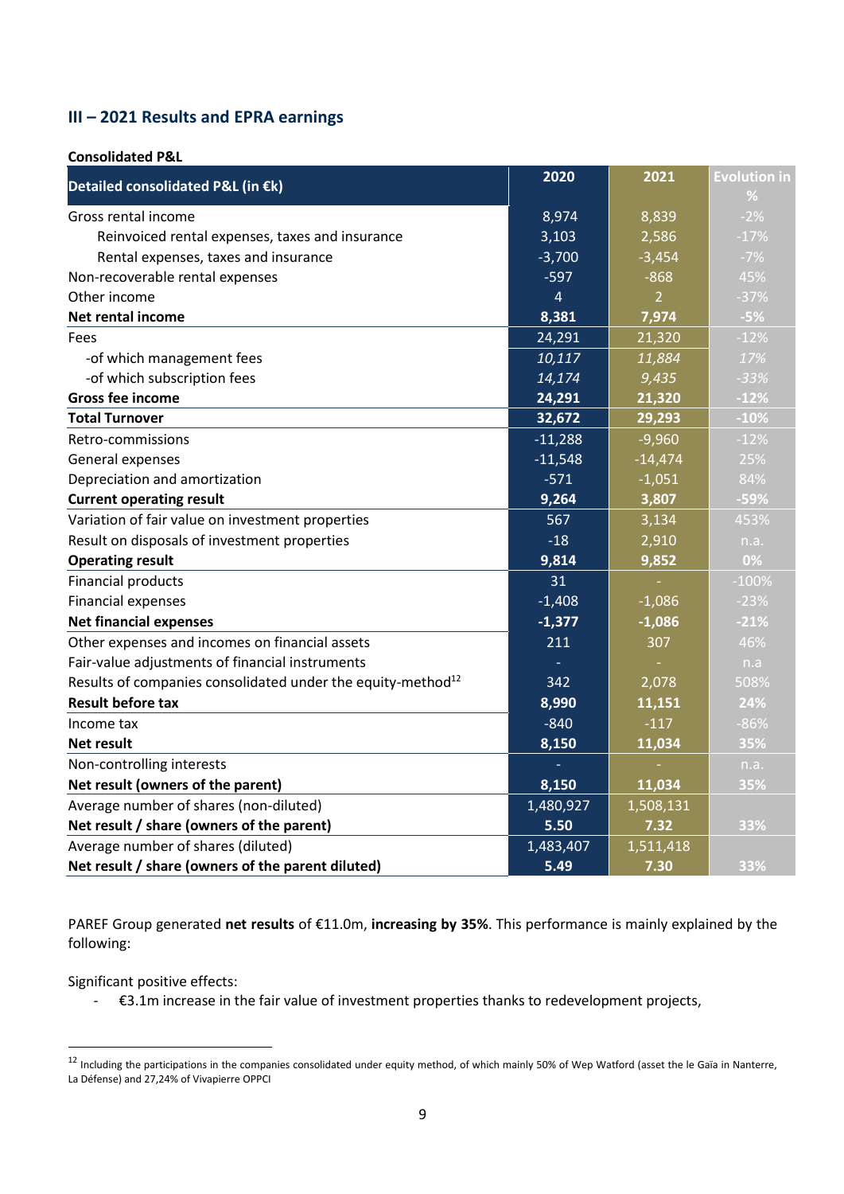## III – 2021 Results and EPRA earnings

**Consolidated P&L**

| Detailed consolidated P&L (in €k) | 2020 | 2021 | Evolution in % |
|---|---|---|---|
| Gross rental income | 8,974 | 8,839 | -2% |
| Reinvoiced rental expenses, taxes and insurance | 3,103 | 2,586 | -17% |
| Rental expenses, taxes and insurance | -3,700 | -3,454 | -7% |
| Non-recoverable rental expenses | -597 | -868 | 45% |
| Other income | 4 | 2 | -37% |
| **Net rental income** | **8,381** | **7,974** | **-5%** |
| Fees | 24,291 | 21,320 | -12% |
| -of which management fees | *10,117* | *11,884* | *17%* |
| -of which subscription fees | *14,174* | *9,435* | *-33%* |
| **Gross fee income** | **24,291** | **21,320** | **-12%** |
| **Total Turnover** | **32,672** | **29,293** | **-10%** |
| Retro-commissions | -11,288 | -9,960 | -12% |
| General expenses | -11,548 | -14,474 | 25% |
| Depreciation and amortization | -571 | -1,051 | 84% |
| **Current operating result** | **9,264** | **3,807** | **-59%** |
| Variation of fair value on investment properties | 567 | 3,134 | 453% |
| Result on disposals of investment properties | -18 | 2,910 | n.a. |
| **Operating result** | **9,814** | **9,852** | **0%** |
| Financial products | 31 | - | -100% |
| Financial expenses | -1,408 | -1,086 | -23% |
| **Net financial expenses** | **-1,377** | **-1,086** | **-21%** |
| Other expenses and incomes on financial assets | 211 | 307 | 46% |
| Fair-value adjustments of financial instruments | - | - | n.a |
| Results of companies consolidated under the equity-method[12] | 342 | 2,078 | 508% |
| **Result before tax** | **8,990** | **11,151** | **24%** |
| Income tax | -840 | -117 | -86% |
| **Net result** | **8,150** | **11,034** | **35%** |
| Non-controlling interests | - | - | n.a. |
| **Net result (owners of the parent)** | **8,150** | **11,034** | **35%** |
| Average number of shares (non-diluted) | 1,480,927 | 1,508,131 | |
| **Net result / share (owners of the parent)** | **5.50** | **7.32** | **33%** |
| Average number of shares (diluted) | 1,483,407 | 1,511,418 | |
| **Net result / share (owners of the parent diluted)** | **5.49** | **7.30** | **33%** |

PAREF Group generated **net results** of €11.0m, **increasing by 35%**. This performance is mainly explained by the following:

Significant positive effects:

- €3.1m increase in the fair value of investment properties thanks to redevelopment projects,

[12] Including the participations in the companies consolidated under equity method, of which mainly 50% of Wep Watford (asset the le Gaïa in Nanterre, La Défense) and 27,24% of Vivapierre OPPCI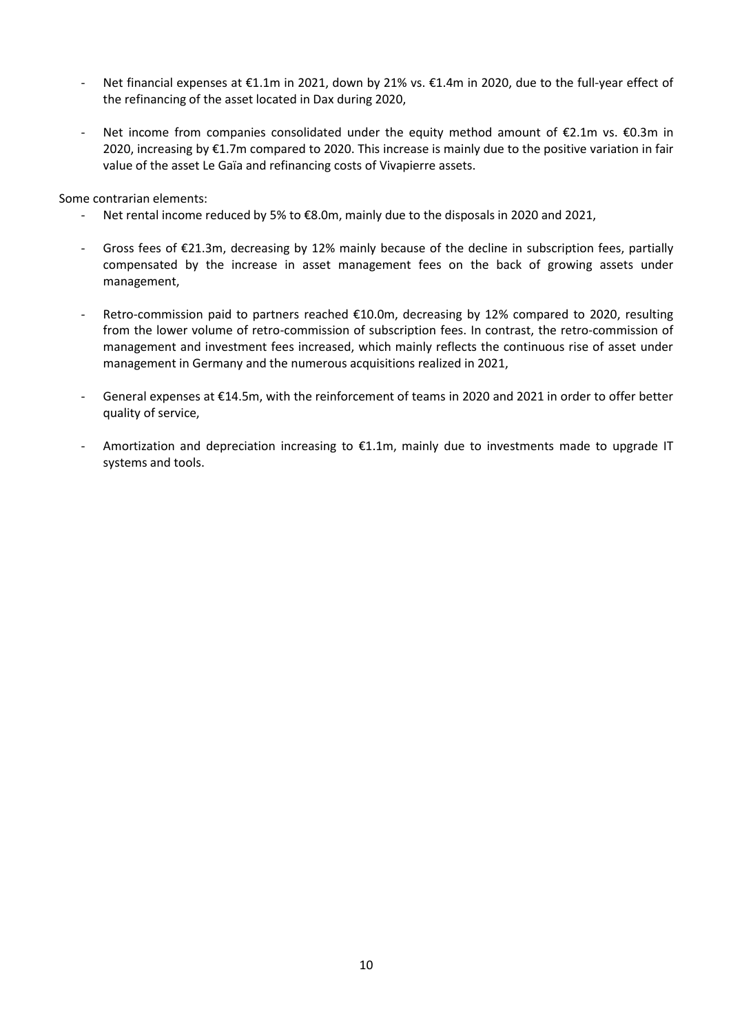- Net financial expenses at €1.1m in 2021, down by 21% vs. €1.4m in 2020, due to the full-year effect of the refinancing of the asset located in Dax during 2020,

- Net income from companies consolidated under the equity method amount of €2.1m vs. €0.3m in 2020, increasing by €1.7m compared to 2020. This increase is mainly due to the positive variation in fair value of the asset Le Gaïa and refinancing costs of Vivapierre assets.

Some contrarian elements:

- Net rental income reduced by 5% to €8.0m, mainly due to the disposals in 2020 and 2021,

- Gross fees of €21.3m, decreasing by 12% mainly because of the decline in subscription fees, partially compensated by the increase in asset management fees on the back of growing assets under management,

- Retro-commission paid to partners reached €10.0m, decreasing by 12% compared to 2020, resulting from the lower volume of retro-commission of subscription fees. In contrast, the retro-commission of management and investment fees increased, which mainly reflects the continuous rise of asset under management in Germany and the numerous acquisitions realized in 2021,

- General expenses at €14.5m, with the reinforcement of teams in 2020 and 2021 in order to offer better quality of service,

- Amortization and depreciation increasing to €1.1m, mainly due to investments made to upgrade IT systems and tools.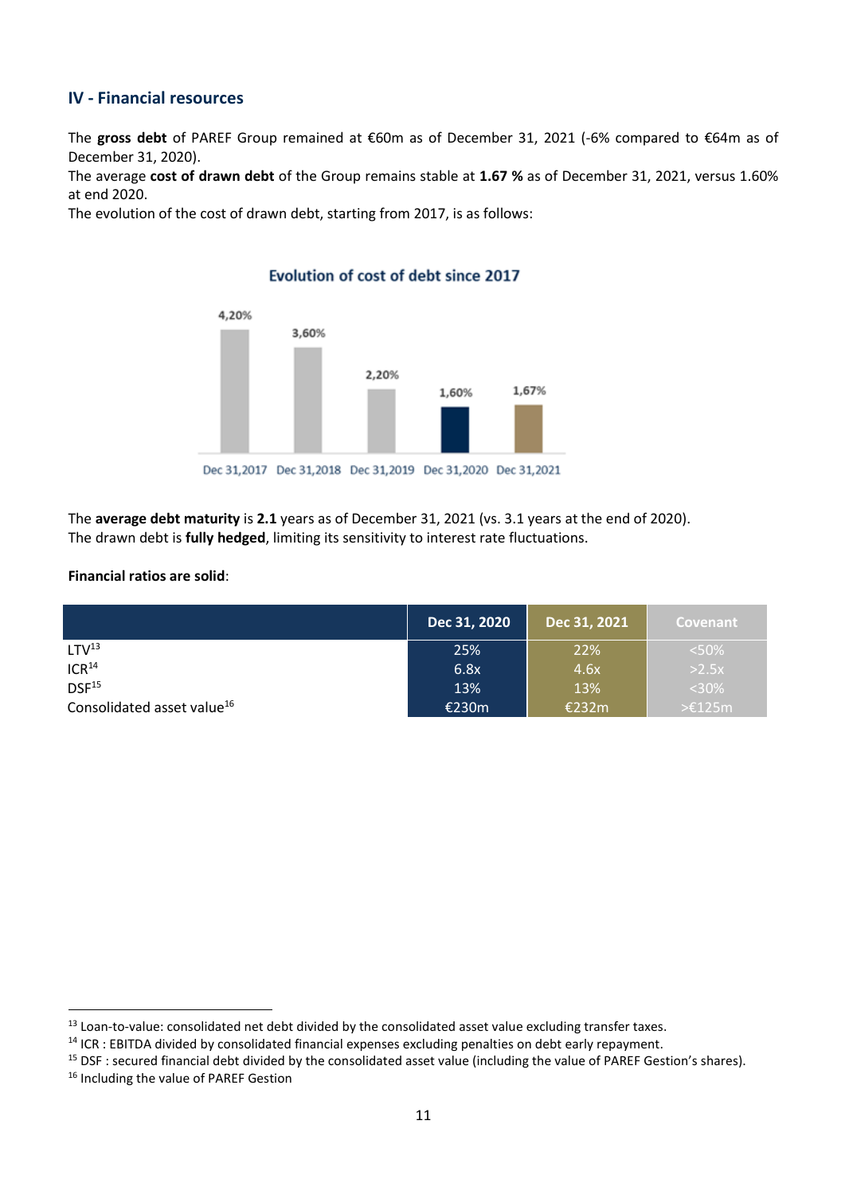## IV - Financial resources

The **gross debt** of PAREF Group remained at €60m as of December 31, 2021 (-6% compared to €64m as of December 31, 2020).

The average **cost of drawn debt** of the Group remains stable at **1.67 %** as of December 31, 2021, versus 1.60% at end 2020.

The evolution of the cost of drawn debt, starting from 2017, is as follows:

**Evolution of cost of debt since 2017**

| Dec 31,2017 | Dec 31,2018 | Dec 31,2019 | Dec 31,2020 | Dec 31,2021 |
|---|---|---|---|---|
| 4,20% | 3,60% | 2,20% | 1,60% | 1,67% |

The **average debt maturity** is **2.1** years as of December 31, 2021 (vs. 3.1 years at the end of 2020).

The drawn debt is **fully hedged**, limiting its sensitivity to interest rate fluctuations.

**Financial ratios are solid**:

| | Dec 31, 2020 | Dec 31, 2021 | Covenant |
|---|---|---|---|
| LTV[13] | 25% | 22% | <50% |
| ICR[14] | 6.8x | 4.6x | >2.5x |
| DSF[15] | 13% | 13% | <30% |
| Consolidated asset value[16] | €230m | €232m | >€125m |

[13] Loan-to-value: consolidated net debt divided by the consolidated asset value excluding transfer taxes.

[14] ICR : EBITDA divided by consolidated financial expenses excluding penalties on debt early repayment.

[15] DSF : secured financial debt divided by the consolidated asset value (including the value of PAREF Gestion's shares).

[16] Including the value of PAREF Gestion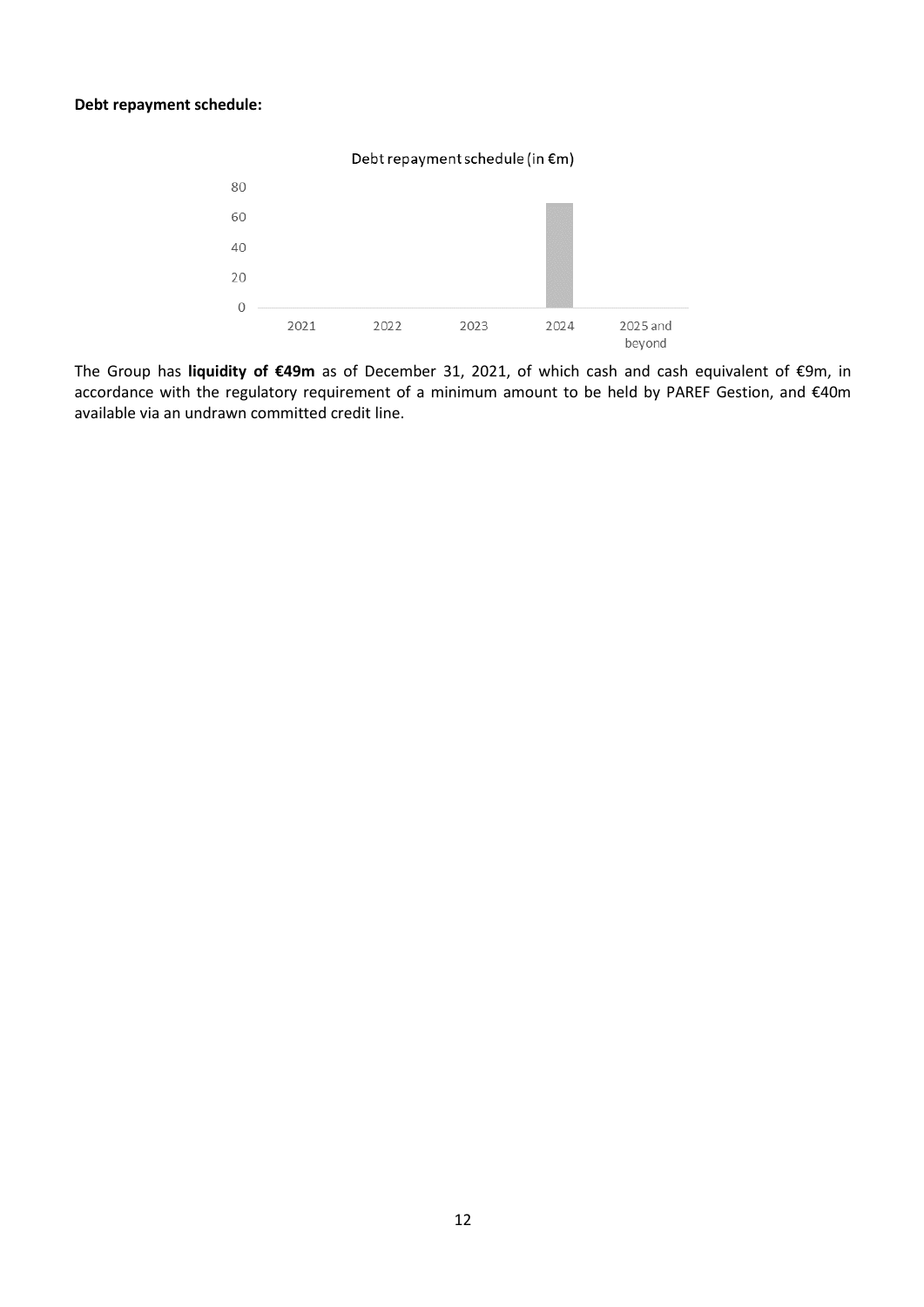**Debt repayment schedule:**

Debt repayment schedule (in €m)

The Group has **liquidity of €49m** as of December 31, 2021, of which cash and cash equivalent of €9m, in accordance with the regulatory requirement of a minimum amount to be held by PAREF Gestion, and €40m available via an undrawn committed credit line.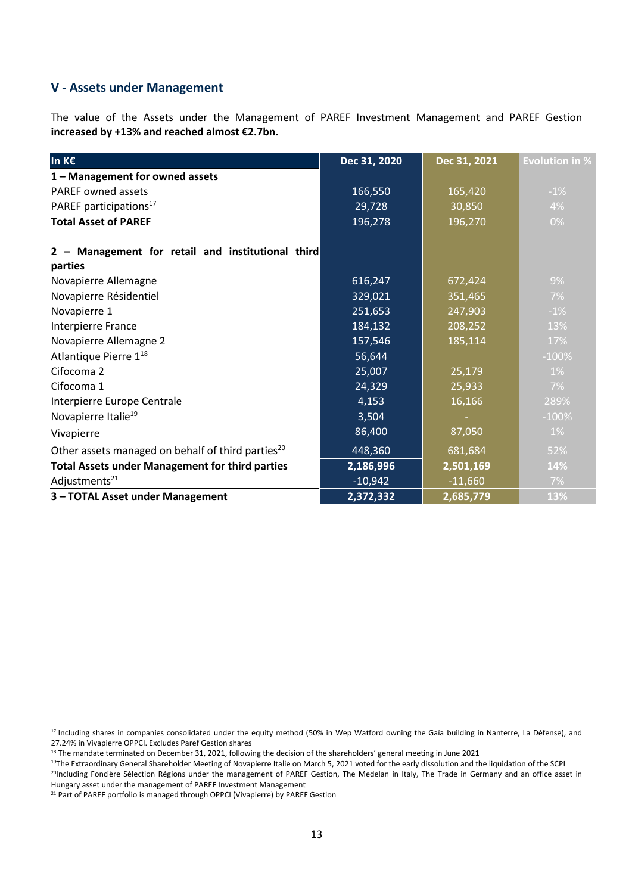## V - Assets under Management

The value of the Assets under the Management of PAREF Investment Management and PAREF Gestion **increased by +13% and reached almost €2.7bn.**

| In K€ | Dec 31, 2020 | Dec 31, 2021 | Evolution in % |
|---|---|---|---|
| **1 – Management for owned assets** | | | |
| PAREF owned assets | 166,550 | 165,420 | -1% |
| PAREF participations[17] | 29,728 | 30,850 | 4% |
| **Total Asset of PAREF** | 196,278 | 196,270 | 0% |
| **2 – Management for retail and institutional third parties** | | | |
| Novapierre Allemagne | 616,247 | 672,424 | 9% |
| Novapierre Résidentiel | 329,021 | 351,465 | 7% |
| Novapierre 1 | 251,653 | 247,903 | -1% |
| Interpierre France | 184,132 | 208,252 | 13% |
| Novapierre Allemagne 2 | 157,546 | 185,114 | 17% |
| Atlantique Pierre 1[18] | 56,644 | | -100% |
| Cifocoma 2 | 25,007 | 25,179 | 1% |
| Cifocoma 1 | 24,329 | 25,933 | 7% |
| Interpierre Europe Centrale | 4,153 | 16,166 | 289% |
| Novapierre Italie[19] | 3,504 | - | -100% |
| Vivapierre | 86,400 | 87,050 | 1% |
| Other assets managed on behalf of third parties[20] | 448,360 | 681,684 | 52% |
| **Total Assets under Management for third parties** | **2,186,996** | **2,501,169** | 14% |
| Adjustments[21] | -10,942 | -11,660 | 7% |
| **3 – TOTAL Asset under Management** | **2,372,332** | **2,685,779** | 13% |

[17] Including shares in companies consolidated under the equity method (50% in Wep Watford owning the Gaïa building in Nanterre, La Défense), and 27.24% in Vivapierre OPPCI. Excludes Paref Gestion shares

[18] The mandate terminated on December 31, 2021, following the decision of the shareholders' general meeting in June 2021

[19] The Extraordinary General Shareholder Meeting of Novapierre Italie on March 5, 2021 voted for the early dissolution and the liquidation of the SCPI

[20] Including Foncière Sélection Régions under the management of PAREF Gestion, The Medelan in Italy, The Trade in Germany and an office asset in Hungary asset under the management of PAREF Investment Management

[21] Part of PAREF portfolio is managed through OPPCI (Vivapierre) by PAREF Gestion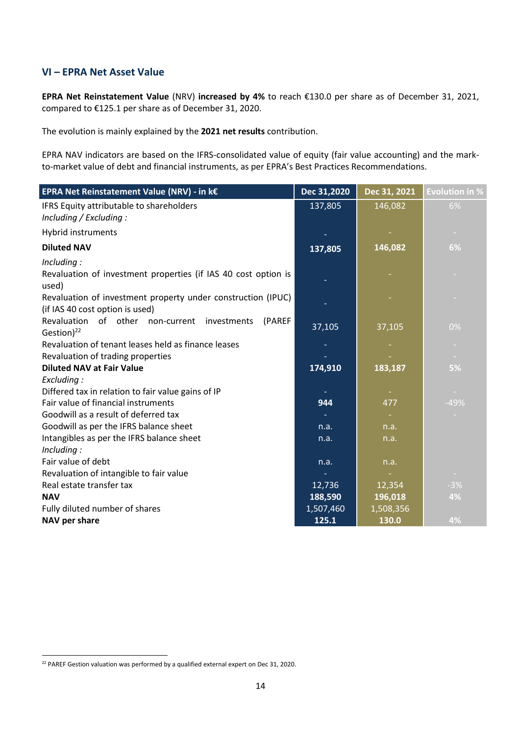## VI – EPRA Net Asset Value

**EPRA Net Reinstatement Value** (NRV) **increased by 4%** to reach €130.0 per share as of December 31, 2021, compared to €125.1 per share as of December 31, 2020.

The evolution is mainly explained by the **2021 net results** contribution.

EPRA NAV indicators are based on the IFRS-consolidated value of equity (fair value accounting) and the mark-to-market value of debt and financial instruments, as per EPRA's Best Practices Recommendations.

| EPRA Net Reinstatement Value (NRV) - in k€ | Dec 31,2020 | Dec 31, 2021 | Evolution in % |
|---|---|---|---|
| IFRS Equity attributable to shareholders | 137,805 | 146,082 | 6% |
| *Including / Excluding :* | | | |
| Hybrid instruments | - | - | - |
| **Diluted NAV** | **137,805** | **146,082** | **6%** |
| *Including :* | | | |
| Revaluation of investment properties (if IAS 40 cost option is used) | - | - | - |
| Revaluation of investment property under construction (IPUC) (if IAS 40 cost option is used) | - | - | - |
| Revaluation of other non-current investments (PAREF Gestion)[22] | 37,105 | 37,105 | 0% |
| Revaluation of tenant leases held as finance leases | - | - | - |
| Revaluation of trading properties | - | - | - |
| **Diluted NAV at Fair Value** | **174,910** | **183,187** | **5%** |
| *Excluding :* | | | |
| Differed tax in relation to fair value gains of IP | - | - | - |
| Fair value of financial instruments | **944** | 477 | -49% |
| Goodwill as a result of deferred tax | - | - | - |
| Goodwill as per the IFRS balance sheet | n.a. | n.a. | |
| Intangibles as per the IFRS balance sheet | n.a. | n.a. | |
| *Including :* | | | |
| Fair value of debt | n.a. | n.a. | |
| Revaluation of intangible to fair value | - | - | - |
| Real estate transfer tax | 12,736 | 12,354 | -3% |
| **NAV** | **188,590** | **196,018** | **4%** |
| Fully diluted number of shares | 1,507,460 | 1,508,356 | |
| **NAV per share** | **125.1** | **130.0** | **4%** |

[22] PAREF Gestion valuation was performed by a qualified external expert on Dec 31, 2020.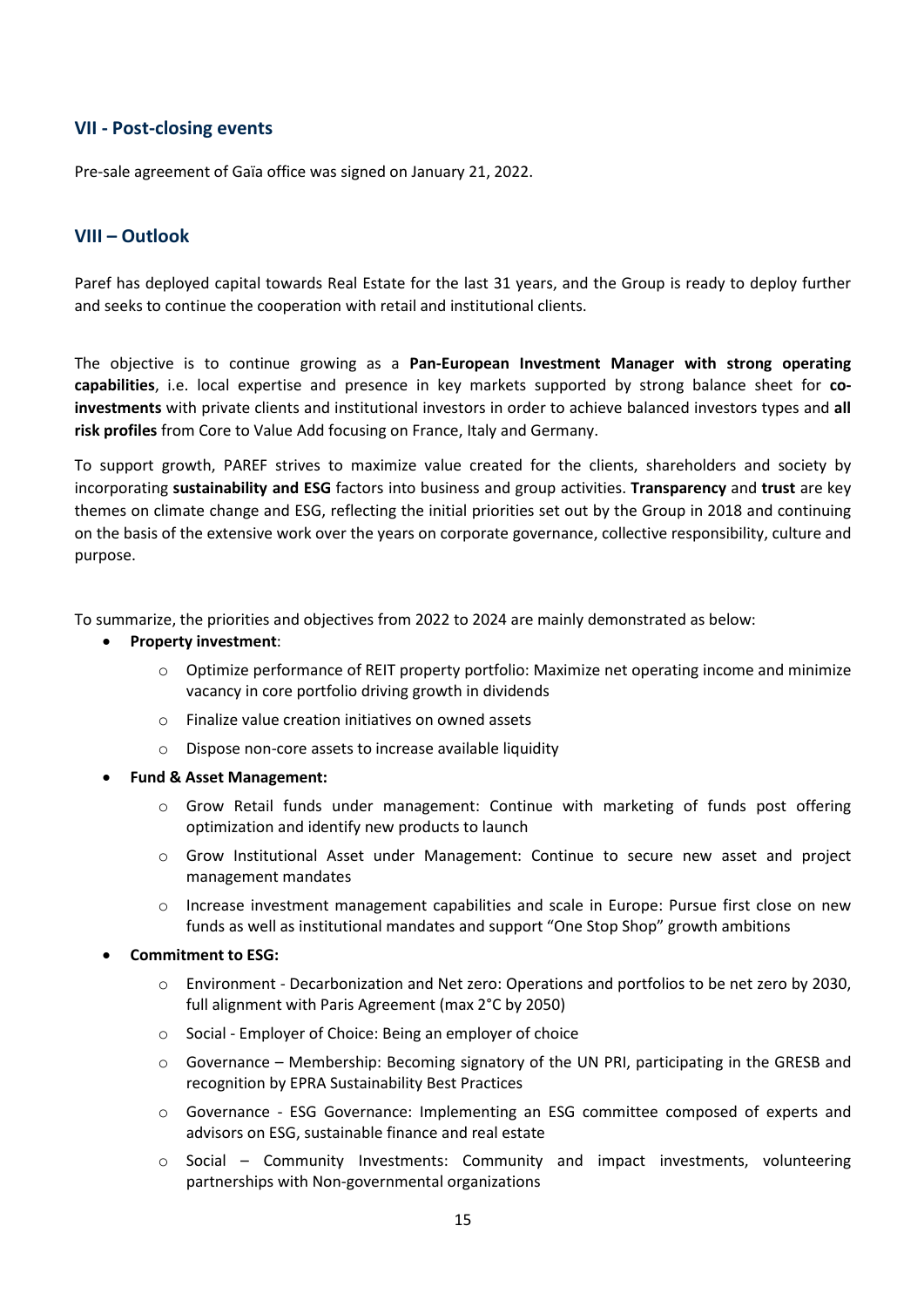## VII - Post-closing events

Pre-sale agreement of Gaïa office was signed on January 21, 2022.

## VIII – Outlook

Paref has deployed capital towards Real Estate for the last 31 years, and the Group is ready to deploy further and seeks to continue the cooperation with retail and institutional clients.

The objective is to continue growing as a **Pan-European Investment Manager with strong operating capabilities**, i.e. local expertise and presence in key markets supported by strong balance sheet for **co-investments** with private clients and institutional investors in order to achieve balanced investors types and **all risk profiles** from Core to Value Add focusing on France, Italy and Germany.

To support growth, PAREF strives to maximize value created for the clients, shareholders and society by incorporating **sustainability and ESG** factors into business and group activities. **Transparency** and **trust** are key themes on climate change and ESG, reflecting the initial priorities set out by the Group in 2018 and continuing on the basis of the extensive work over the years on corporate governance, collective responsibility, culture and purpose.

To summarize, the priorities and objectives from 2022 to 2024 are mainly demonstrated as below:

- **Property investment**:
  - Optimize performance of REIT property portfolio: Maximize net operating income and minimize vacancy in core portfolio driving growth in dividends
  - Finalize value creation initiatives on owned assets
  - Dispose non-core assets to increase available liquidity
- **Fund & Asset Management:**
  - Grow Retail funds under management: Continue with marketing of funds post offering optimization and identify new products to launch
  - Grow Institutional Asset under Management: Continue to secure new asset and project management mandates
  - Increase investment management capabilities and scale in Europe: Pursue first close on new funds as well as institutional mandates and support "One Stop Shop" growth ambitions
- **Commitment to ESG:**
  - Environment - Decarbonization and Net zero: Operations and portfolios to be net zero by 2030, full alignment with Paris Agreement (max 2°C by 2050)
  - Social - Employer of Choice: Being an employer of choice
  - Governance – Membership: Becoming signatory of the UN PRI, participating in the GRESB and recognition by EPRA Sustainability Best Practices
  - Governance - ESG Governance: Implementing an ESG committee composed of experts and advisors on ESG, sustainable finance and real estate
  - Social – Community Investments: Community and impact investments, volunteering partnerships with Non-governmental organizations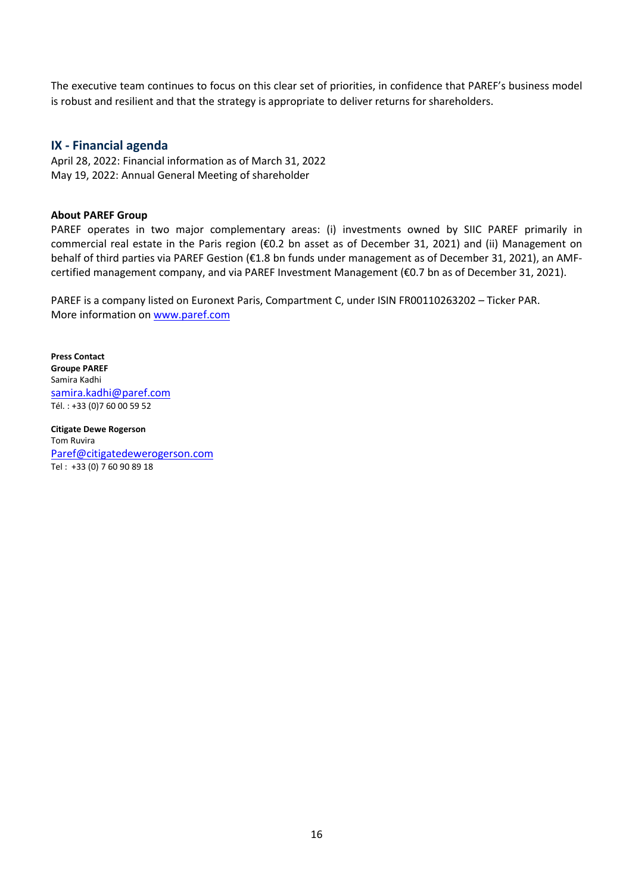The executive team continues to focus on this clear set of priorities, in confidence that PAREF's business model is robust and resilient and that the strategy is appropriate to deliver returns for shareholders.

## IX - Financial agenda

April 28, 2022: Financial information as of March 31, 2022
May 19, 2022: Annual General Meeting of shareholder

**About PAREF Group**

PAREF operates in two major complementary areas: (i) investments owned by SIIC PAREF primarily in commercial real estate in the Paris region (€0.2 bn asset as of December 31, 2021) and (ii) Management on behalf of third parties via PAREF Gestion (€1.8 bn funds under management as of December 31, 2021), an AMF-certified management company, and via PAREF Investment Management (€0.7 bn as of December 31, 2021).

PAREF is a company listed on Euronext Paris, Compartment C, under ISIN FR00110263202 – Ticker PAR.
More information on [www.paref.com](http://www.paref.com)

**Press Contact**
**Groupe PAREF**
Samira Kadhi
[samira.kadhi@paref.com](mailto:samira.kadhi@paref.com)
Tél. : +33 (0)7 60 00 59 52

**Citigate Dewe Rogerson**
Tom Ruvira
[Paref@citigatedewerogerson.com](mailto:Paref@citigatedewerogerson.com)
Tel : +33 (0) 7 60 90 89 18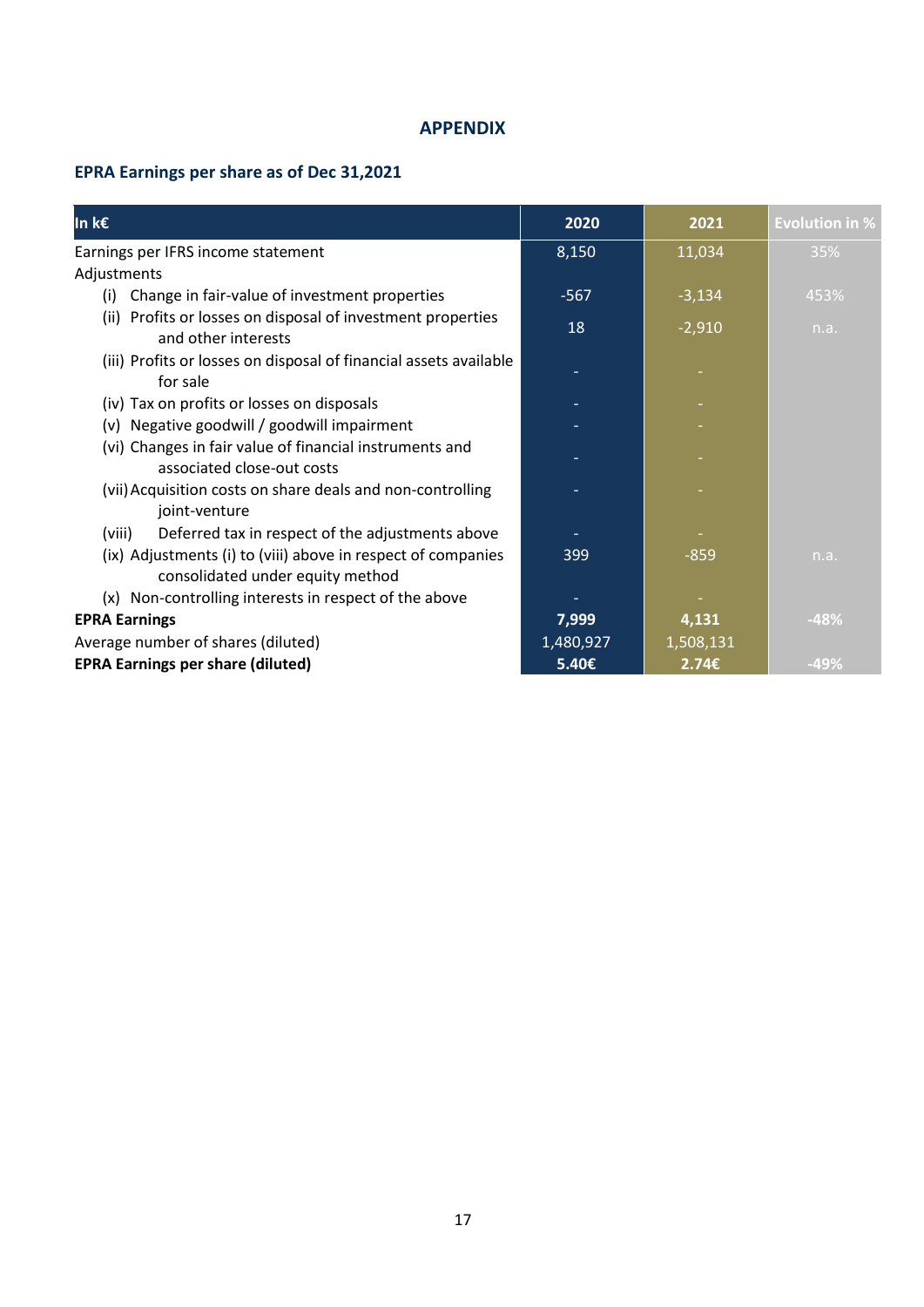## APPENDIX

### EPRA Earnings per share as of Dec 31,2021

| In k€ | 2020 | 2021 | Evolution in % |
|---|---|---|---|
| Earnings per IFRS income statement | 8,150 | 11,034 | 35% |
| Adjustments | | | |
| (i) Change in fair-value of investment properties | -567 | -3,134 | 453% |
| (ii) Profits or losses on disposal of investment properties and other interests | 18 | -2,910 | n.a. |
| (iii) Profits or losses on disposal of financial assets available for sale | - | - | |
| (iv) Tax on profits or losses on disposals | - | - | |
| (v) Negative goodwill / goodwill impairment | - | - | |
| (vi) Changes in fair value of financial instruments and associated close-out costs | - | - | |
| (vii) Acquisition costs on share deals and non-controlling joint-venture | - | - | |
| (viii) Deferred tax in respect of the adjustments above | - | - | |
| (ix) Adjustments (i) to (viii) above in respect of companies consolidated under equity method | 399 | -859 | n.a. |
| (x) Non-controlling interests in respect of the above | - | - | |
| **EPRA Earnings** | **7,999** | **4,131** | **-48%** |
| Average number of shares (diluted) | 1,480,927 | 1,508,131 | |
| **EPRA Earnings per share (diluted)** | **5.40€** | **2.74€** | **-49%** |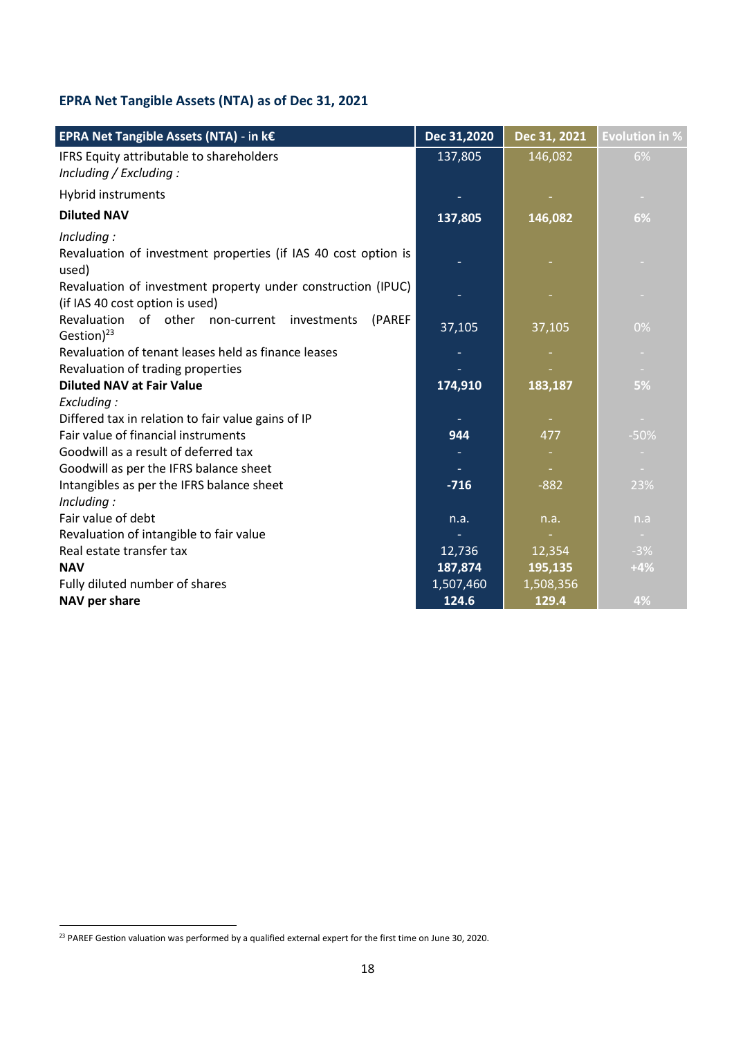## EPRA Net Tangible Assets (NTA) as of Dec 31, 2021

| EPRA Net Tangible Assets (NTA) - in k€ | Dec 31,2020 | Dec 31, 2021 | Evolution in % |
|---|---|---|---|
| IFRS Equity attributable to shareholders | 137,805 | 146,082 | 6% |
| *Including / Excluding :* | | | |
| Hybrid instruments | - | - | - |
| **Diluted NAV** | **137,805** | **146,082** | **6%** |
| *Including :* | | | |
| Revaluation of investment properties (if IAS 40 cost option is used) | - | - | - |
| Revaluation of investment property under construction (IPUC) (if IAS 40 cost option is used) | - | - | - |
| Revaluation of other non-current investments (PAREF Gestion)[23] | 37,105 | 37,105 | 0% |
| Revaluation of tenant leases held as finance leases | - | - | - |
| Revaluation of trading properties | - | - | - |
| **Diluted NAV at Fair Value** | **174,910** | **183,187** | **5%** |
| *Excluding :* | | | |
| Differed tax in relation to fair value gains of IP | - | - | - |
| Fair value of financial instruments | **944** | 477 | -50% |
| Goodwill as a result of deferred tax | - | - | - |
| Goodwill as per the IFRS balance sheet | - | - | - |
| Intangibles as per the IFRS balance sheet | **-716** | -882 | 23% |
| *Including :* | | | |
| Fair value of debt | n.a. | n.a. | n.a |
| Revaluation of intangible to fair value | - | - | - |
| Real estate transfer tax | 12,736 | 12,354 | -3% |
| **NAV** | **187,874** | **195,135** | **+4%** |
| Fully diluted number of shares | 1,507,460 | 1,508,356 | |
| **NAV per share** | **124.6** | **129.4** | **4%** |

[23] PAREF Gestion valuation was performed by a qualified external expert for the first time on June 30, 2020.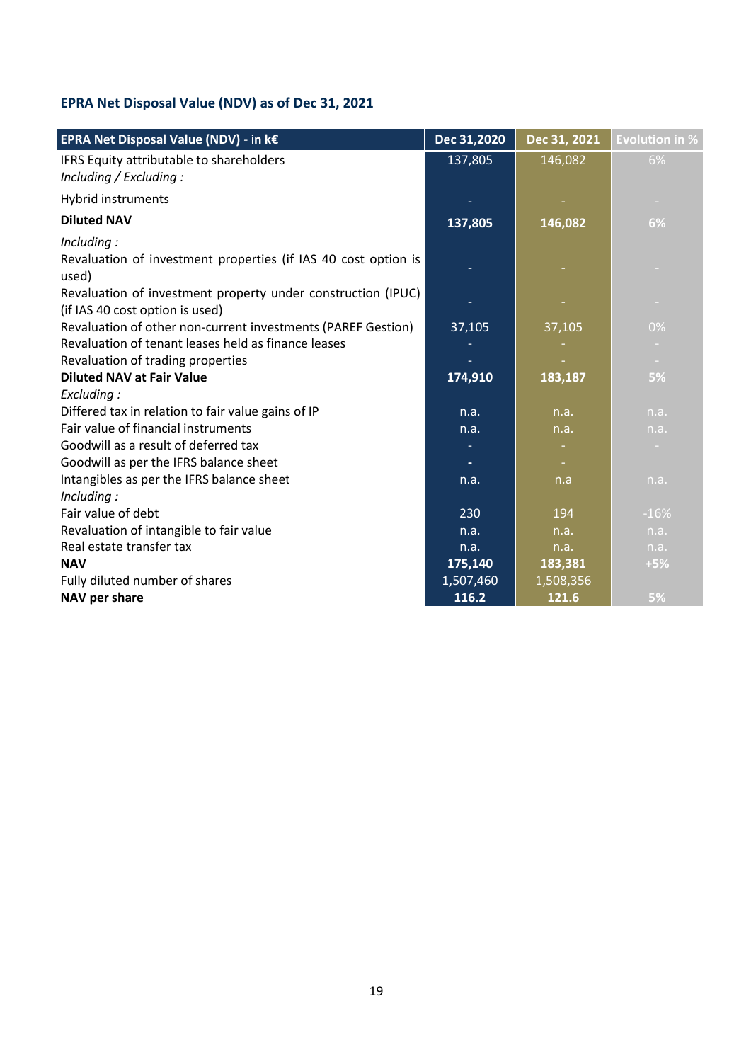## EPRA Net Disposal Value (NDV) as of Dec 31, 2021

| EPRA Net Disposal Value (NDV) - in k€ | Dec 31,2020 | Dec 31, 2021 | Evolution in % |
|---|---|---|---|
| IFRS Equity attributable to shareholders | 137,805 | 146,082 | 6% |
| *Including / Excluding :* | | | |
| Hybrid instruments | - | - | - |
| **Diluted NAV** | **137,805** | **146,082** | **6%** |
| *Including :* | | | |
| Revaluation of investment properties (if IAS 40 cost option is used) | - | - | - |
| Revaluation of investment property under construction (IPUC) (if IAS 40 cost option is used) | - | - | - |
| Revaluation of other non-current investments (PAREF Gestion) | 37,105 | 37,105 | 0% |
| Revaluation of tenant leases held as finance leases | - | - | - |
| Revaluation of trading properties | - | - | - |
| **Diluted NAV at Fair Value** | **174,910** | **183,187** | **5%** |
| *Excluding :* | | | |
| Differed tax in relation to fair value gains of IP | n.a. | n.a. | n.a. |
| Fair value of financial instruments | n.a. | n.a. | n.a. |
| Goodwill as a result of deferred tax | - | - | - |
| Goodwill as per the IFRS balance sheet | - | - | |
| Intangibles as per the IFRS balance sheet | n.a. | n.a | n.a. |
| *Including :* | | | |
| Fair value of debt | 230 | 194 | -16% |
| Revaluation of intangible to fair value | n.a. | n.a. | n.a. |
| Real estate transfer tax | n.a. | n.a. | n.a. |
| **NAV** | **175,140** | **183,381** | **+5%** |
| Fully diluted number of shares | 1,507,460 | 1,508,356 | |
| **NAV per share** | **116.2** | **121.6** | **5%** |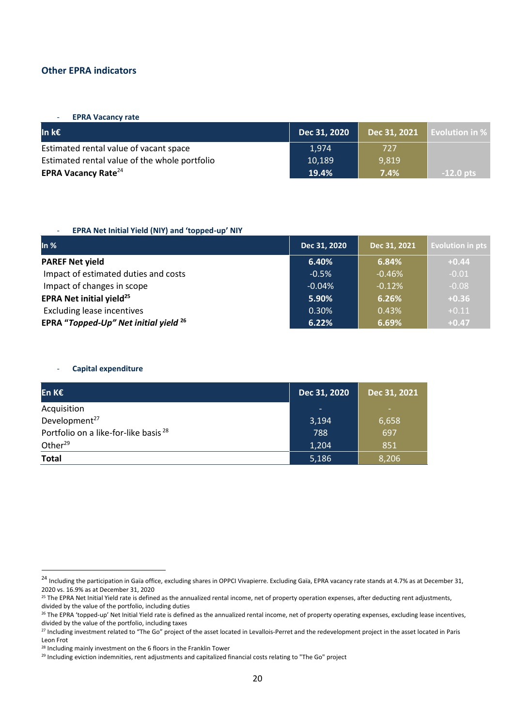## Other EPRA indicators

- **EPRA Vacancy rate**

| In k€ | Dec 31, 2020 | Dec 31, 2021 | Evolution in % |
|---|---|---|---|
| Estimated rental value of vacant space | 1,974 | 727 | |
| Estimated rental value of the whole portfolio | 10,189 | 9,819 | |
| **EPRA Vacancy Rate**[24] | **19.4%** | **7.4%** | **-12.0 pts** |

- **EPRA Net Initial Yield (NIY) and 'topped-up' NIY**

| In % | Dec 31, 2020 | Dec 31, 2021 | Evolution in pts |
|---|---|---|---|
| **PAREF Net yield** | **6.40%** | **6.84%** | **+0.44** |
| Impact of estimated duties and costs | -0.5% | -0.46% | -0.01 |
| Impact of changes in scope | -0.04% | -0.12% | -0.08 |
| **EPRA Net initial yield**[25] | **5.90%** | **6.26%** | **+0.36** |
| Excluding lease incentives | 0.30% | 0.43% | +0.11 |
| **EPRA "*Topped-Up" Net initial yield*** [26] | **6.22%** | **6.69%** | **+0.47** |

- **Capital expenditure**

| En K€ | Dec 31, 2020 | Dec 31, 2021 |
|---|---|---|
| Acquisition | - | - |
| Development[27] | 3,194 | 6,658 |
| Portfolio on a like-for-like basis [28] | 788 | 697 |
| Other[29] | 1,204 | 851 |
| **Total** | 5,186 | 8,206 |

[24] Including the participation in Gaïa office, excluding shares in OPPCI Vivapierre. Excluding Gaïa, EPRA vacancy rate stands at 4.7% as at December 31, 2020 vs. 16.9% as at December 31, 2020

[25] The EPRA Net Initial Yield rate is defined as the annualized rental income, net of property operation expenses, after deducting rent adjustments, divided by the value of the portfolio, including duties

[26] The EPRA 'topped-up' Net Initial Yield rate is defined as the annualized rental income, net of property operating expenses, excluding lease incentives, divided by the value of the portfolio, including taxes

[27] Including investment related to "The Go" project of the asset located in Levallois-Perret and the redevelopment project in the asset located in Paris Leon Frot

[28] Including mainly investment on the 6 floors in the Franklin Tower

[29] Including eviction indemnities, rent adjustments and capitalized financial costs relating to "The Go" project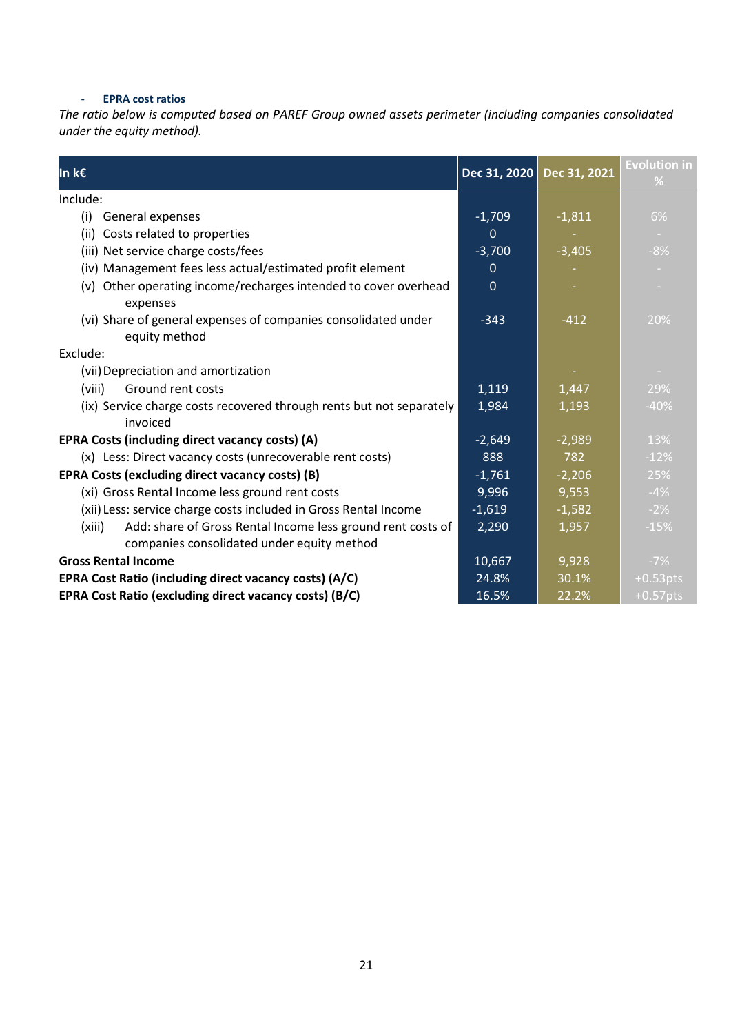- **EPRA cost ratios**

*The ratio below is computed based on PAREF Group owned assets perimeter (including companies consolidated under the equity method).*

| In k€ | Dec 31, 2020 | Dec 31, 2021 | Evolution in % |
|---|---|---|---|
| Include: | | | |
| (i) General expenses | -1,709 | -1,811 | 6% |
| (ii) Costs related to properties | 0 | - | - |
| (iii) Net service charge costs/fees | -3,700 | -3,405 | -8% |
| (iv) Management fees less actual/estimated profit element | 0 | - | - |
| (v) Other operating income/recharges intended to cover overhead expenses | 0 | - | - |
| (vi) Share of general expenses of companies consolidated under equity method | -343 | -412 | 20% |
| Exclude: | | | |
| (vii) Depreciation and amortization | | - | - |
| (viii) Ground rent costs | 1,119 | 1,447 | 29% |
| (ix) Service charge costs recovered through rents but not separately invoiced | 1,984 | 1,193 | -40% |
| **EPRA Costs (including direct vacancy costs) (A)** | -2,649 | -2,989 | 13% |
| (x) Less: Direct vacancy costs (unrecoverable rent costs) | 888 | 782 | -12% |
| **EPRA Costs (excluding direct vacancy costs) (B)** | -1,761 | -2,206 | 25% |
| (xi) Gross Rental Income less ground rent costs | 9,996 | 9,553 | -4% |
| (xii) Less: service charge costs included in Gross Rental Income | -1,619 | -1,582 | -2% |
| (xiii) Add: share of Gross Rental Income less ground rent costs of companies consolidated under equity method | 2,290 | 1,957 | -15% |
| **Gross Rental Income** | 10,667 | 9,928 | -7% |
| **EPRA Cost Ratio (including direct vacancy costs) (A/C)** | 24.8% | 30.1% | +0.53pts |
| **EPRA Cost Ratio (excluding direct vacancy costs) (B/C)** | 16.5% | 22.2% | +0.57pts |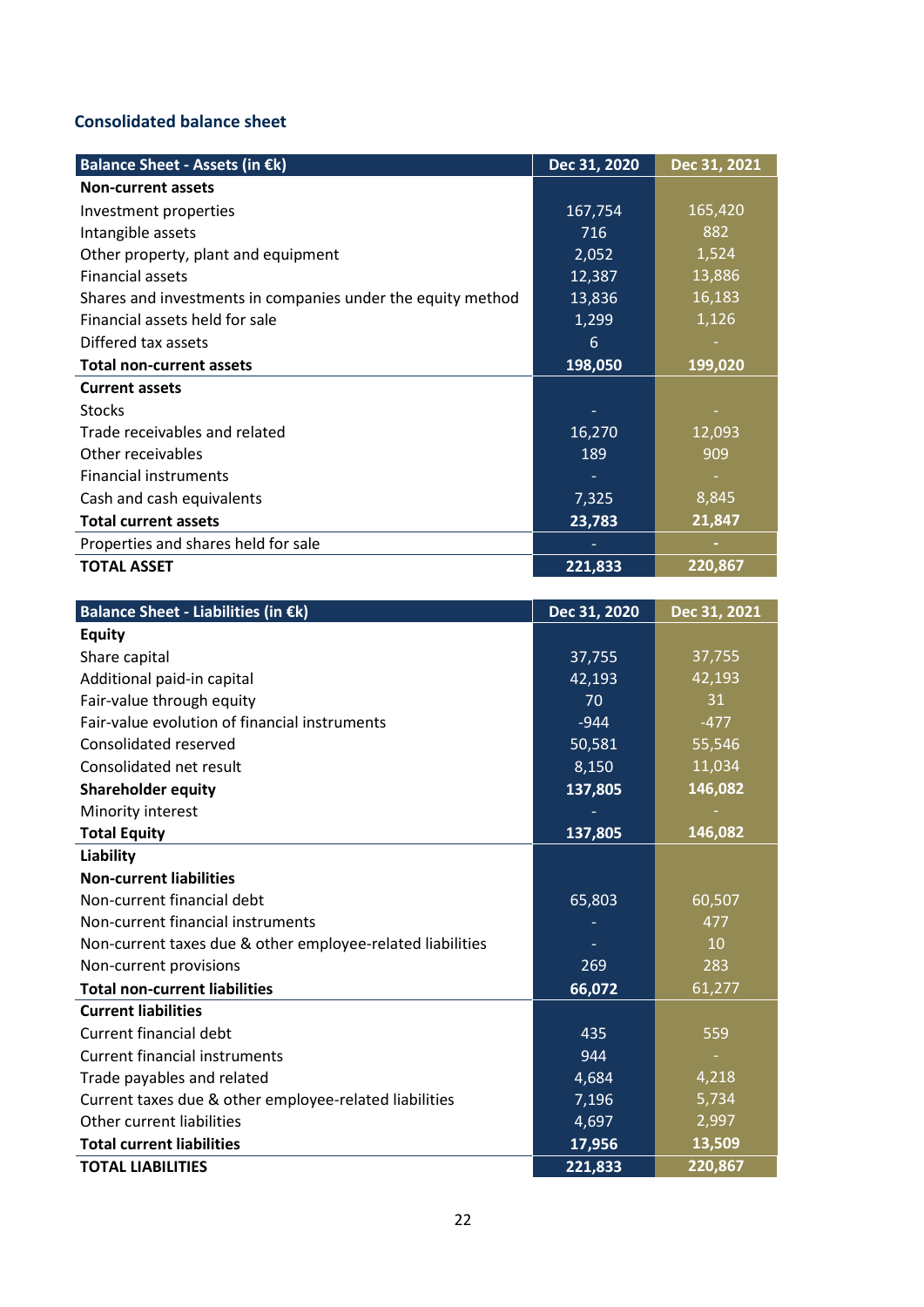### Consolidated balance sheet

| Balance Sheet - Assets (in €k) | Dec 31, 2020 | Dec 31, 2021 |
|---|---|---|
| **Non-current assets** | | |
| Investment properties | 167,754 | 165,420 |
| Intangible assets | 716 | 882 |
| Other property, plant and equipment | 2,052 | 1,524 |
| Financial assets | 12,387 | 13,886 |
| Shares and investments in companies under the equity method | 13,836 | 16,183 |
| Financial assets held for sale | 1,299 | 1,126 |
| Differed tax assets | 6 | - |
| **Total non-current assets** | **198,050** | **199,020** |
| **Current assets** | | |
| Stocks | - | - |
| Trade receivables and related | 16,270 | 12,093 |
| Other receivables | 189 | 909 |
| Financial instruments | - | - |
| Cash and cash equivalents | 7,325 | 8,845 |
| **Total current assets** | **23,783** | **21,847** |
| Properties and shares held for sale | - | - |
| **TOTAL ASSET** | **221,833** | **220,867** |

| Balance Sheet - Liabilities (in €k) | Dec 31, 2020 | Dec 31, 2021 |
|---|---|---|
| **Equity** | | |
| Share capital | 37,755 | 37,755 |
| Additional paid-in capital | 42,193 | 42,193 |
| Fair-value through equity | 70 | 31 |
| Fair-value evolution of financial instruments | -944 | -477 |
| Consolidated reserved | 50,581 | 55,546 |
| Consolidated net result | 8,150 | 11,034 |
| **Shareholder equity** | **137,805** | **146,082** |
| Minority interest | - | - |
| **Total Equity** | **137,805** | **146,082** |
| **Liability** | | |
| **Non-current liabilities** | | |
| Non-current financial debt | 65,803 | 60,507 |
| Non-current financial instruments | - | 477 |
| Non-current taxes due & other employee-related liabilities | - | 10 |
| Non-current provisions | 269 | 283 |
| **Total non-current liabilities** | **66,072** | 61,277 |
| **Current liabilities** | | |
| Current financial debt | 435 | 559 |
| Current financial instruments | 944 | - |
| Trade payables and related | 4,684 | 4,218 |
| Current taxes due & other employee-related liabilities | 7,196 | 5,734 |
| Other current liabilities | 4,697 | 2,997 |
| **Total current liabilities** | **17,956** | 13,509 |
| **TOTAL LIABILITIES** | **221,833** | **220,867** |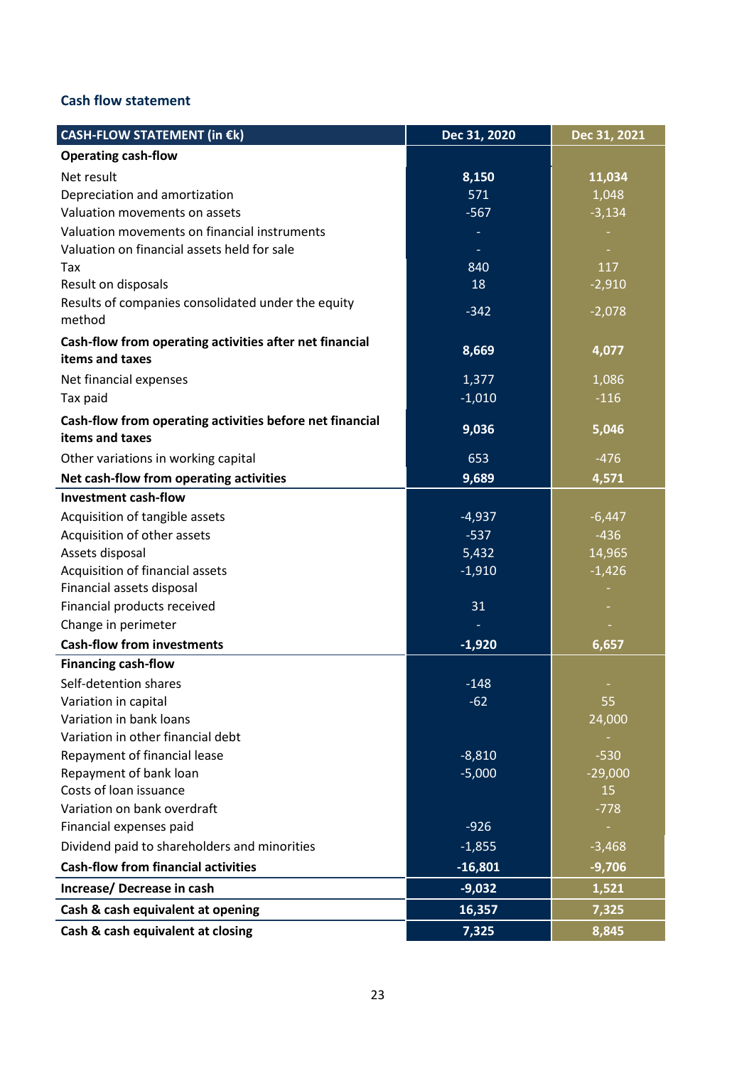## Cash flow statement

| CASH-FLOW STATEMENT (in €k) | Dec 31, 2020 | Dec 31, 2021 |
|---|---|---|
| **Operating cash-flow** | | |
| Net result | **8,150** | **11,034** |
| Depreciation and amortization | 571 | 1,048 |
| Valuation movements on assets | -567 | -3,134 |
| Valuation movements on financial instruments | - | - |
| Valuation on financial assets held for sale | - | - |
| Tax | 840 | 117 |
| Result on disposals | 18 | -2,910 |
| Results of companies consolidated under the equity method | -342 | -2,078 |
| **Cash-flow from operating activities after net financial items and taxes** | **8,669** | **4,077** |
| Net financial expenses | 1,377 | 1,086 |
| Tax paid | -1,010 | -116 |
| **Cash-flow from operating activities before net financial items and taxes** | **9,036** | **5,046** |
| Other variations in working capital | 653 | -476 |
| **Net cash-flow from operating activities** | **9,689** | **4,571** |
| **Investment cash-flow** | | |
| Acquisition of tangible assets | -4,937 | -6,447 |
| Acquisition of other assets | -537 | -436 |
| Assets disposal | 5,432 | 14,965 |
| Acquisition of financial assets | -1,910 | -1,426 |
| Financial assets disposal | | - |
| Financial products received | 31 | - |
| Change in perimeter | - | - |
| **Cash-flow from investments** | **-1,920** | **6,657** |
| **Financing cash-flow** | | |
| Self-detention shares | -148 | - |
| Variation in capital | -62 | 55 |
| Variation in bank loans | | 24,000 |
| Variation in other financial debt | | - |
| Repayment of financial lease | -8,810 | -530 |
| Repayment of bank loan | -5,000 | -29,000 |
| Costs of loan issuance | | 15 |
| Variation on bank overdraft | | -778 |
| Financial expenses paid | -926 | - |
| Dividend paid to shareholders and minorities | -1,855 | -3,468 |
| **Cash-flow from financial activities** | **-16,801** | **-9,706** |
| **Increase/ Decrease in cash** | **-9,032** | **1,521** |
| **Cash & cash equivalent at opening** | **16,357** | **7,325** |
| **Cash & cash equivalent at closing** | **7,325** | **8,845** |